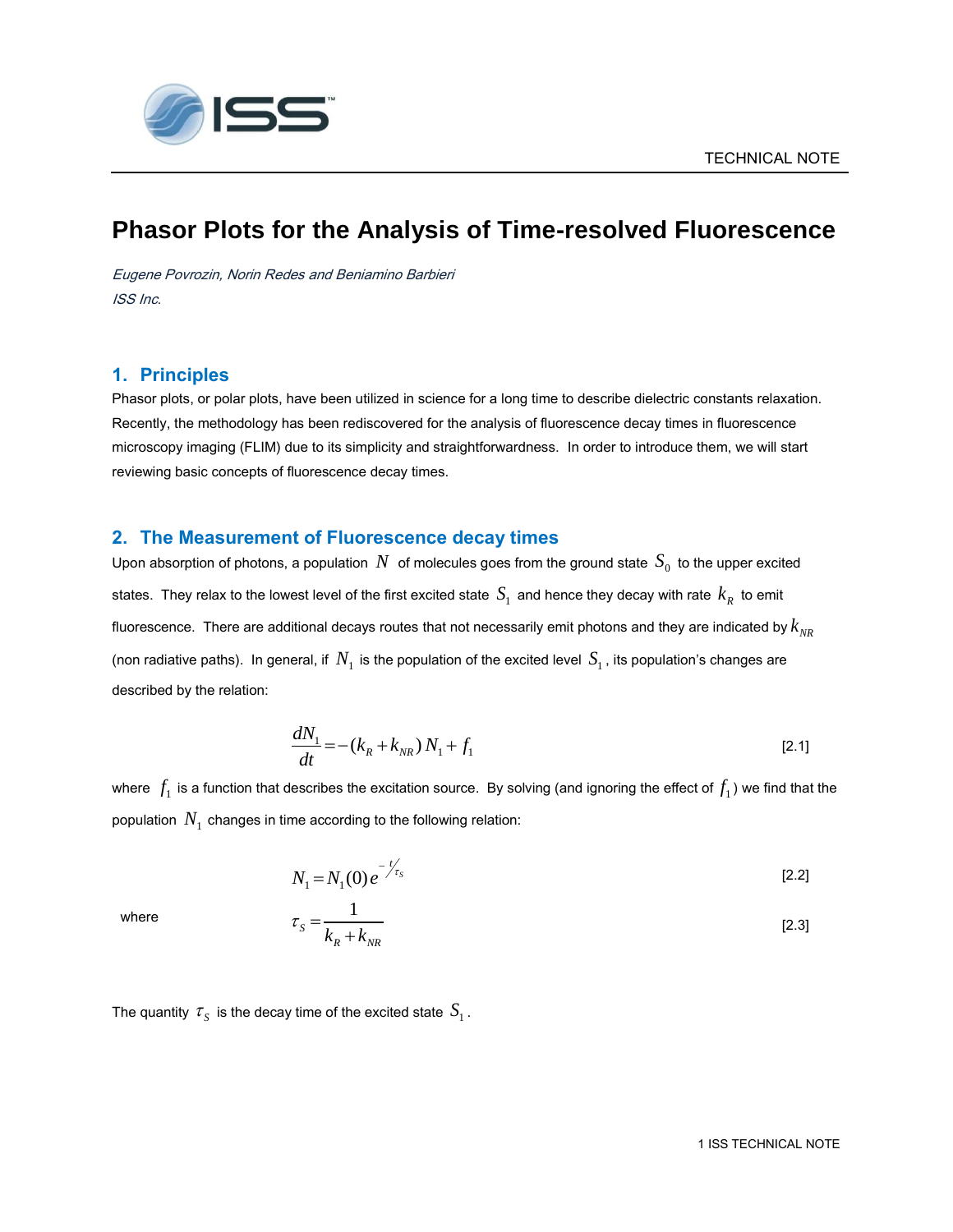TECHNICAL NOTE

# Phasor Plots for the Analysis of Time-resolved Fluorescence

*Eugene Povrozin, Norin Redes and Beniamino Barbieri*
*ISS Inc.*

## 1. Principles

Phasor plots, or polar plots, have been utilized in science for a long time to describe dielectric constants relaxation. Recently, the methodology has been rediscovered for the analysis of fluorescence decay times in fluorescence microscopy imaging (FLIM) due to its simplicity and straightforwardness. In order to introduce them, we will start reviewing basic concepts of fluorescence decay times.

## 2. The Measurement of Fluorescence decay times

Upon absorption of photons, a population $N$ of molecules goes from the ground state $S_0$ to the upper excited states. They relax to the lowest level of the first excited state $S_1$ and hence they decay with rate $k_R$ to emit fluorescence. There are additional decays routes that not necessarily emit photons and they are indicated by $k_{NR}$ (non radiative paths). In general, if $N_1$ is the population of the excited level $S_1$, its population's changes are described by the relation:

$$\frac{dN_1}{dt} = -(k_R + k_{NR})\, N_1 + f_1 \qquad [2.1]$$

where $f_1$ is a function that describes the excitation source. By solving (and ignoring the effect of $f_1$) we find that the population $N_1$ changes in time according to the following relation:

$$N_1 = N_1(0)\, e^{-t/\tau_S} \qquad [2.2]$$

where

$$\tau_S = \frac{1}{k_R + k_{NR}} \qquad [2.3]$$

The quantity $\tau_S$ is the decay time of the excited state $S_1$.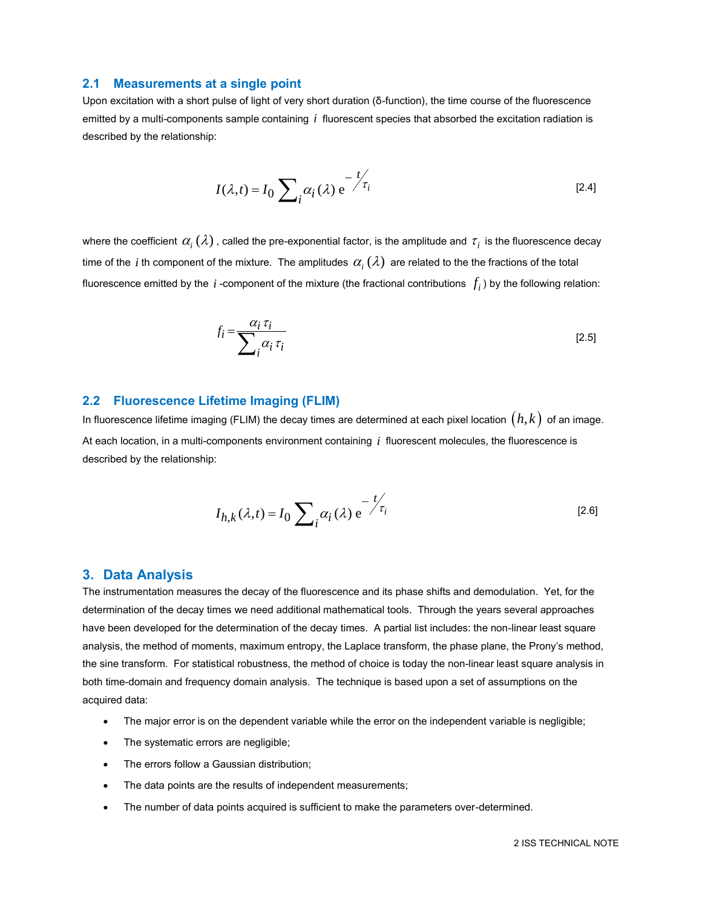## 2.1 Measurements at a single point

Upon excitation with a short pulse of light of very short duration (δ-function), the time course of the fluorescence emitted by a multi-components sample containing $i$ fluorescent species that absorbed the excitation radiation is described by the relationship:

$$I(\lambda,t) = I_0 \sum_i \alpha_i(\lambda)\, e^{-t/\tau_i} \qquad [2.4]$$

where the coefficient $\alpha_i(\lambda)$, called the pre-exponential factor, is the amplitude and $\tau_i$ is the fluorescence decay time of the $i$ th component of the mixture. The amplitudes $\alpha_i(\lambda)$ are related to the the fractions of the total fluorescence emitted by the $i$ -component of the mixture (the fractional contributions $f_i$) by the following relation:

$$f_i = \frac{\alpha_i \tau_i}{\sum_i \alpha_i \tau_i} \qquad [2.5]$$

## 2.2 Fluorescence Lifetime Imaging (FLIM)

In fluorescence lifetime imaging (FLIM) the decay times are determined at each pixel location $(h,k)$ of an image. At each location, in a multi-components environment containing $i$ fluorescent molecules, the fluorescence is described by the relationship:

$$I_{h,k}(\lambda,t) = I_0 \sum_i \alpha_i(\lambda)\, e^{-t/\tau_i} \qquad [2.6]$$

# 3. Data Analysis

The instrumentation measures the decay of the fluorescence and its phase shifts and demodulation. Yet, for the determination of the decay times we need additional mathematical tools. Through the years several approaches have been developed for the determination of the decay times. A partial list includes: the non-linear least square analysis, the method of moments, maximum entropy, the Laplace transform, the phase plane, the Prony's method, the sine transform. For statistical robustness, the method of choice is today the non-linear least square analysis in both time-domain and frequency domain analysis. The technique is based upon a set of assumptions on the acquired data:

- The major error is on the dependent variable while the error on the independent variable is negligible;
- The systematic errors are negligible;
- The errors follow a Gaussian distribution;
- The data points are the results of independent measurements;
- The number of data points acquired is sufficient to make the parameters over-determined.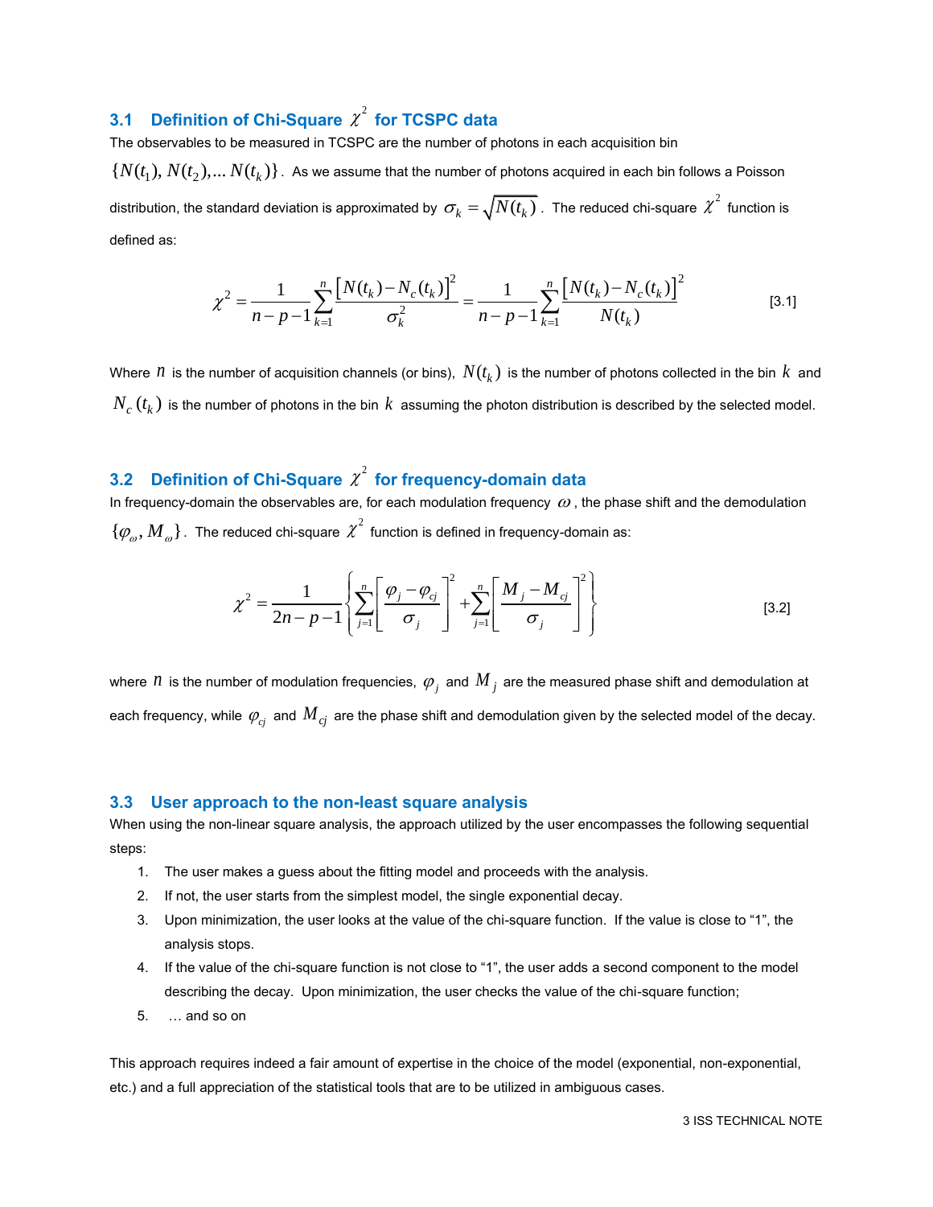### 3.1 Definition of Chi-Square $\chi^2$ for TCSPC data

The observables to be measured in TCSPC are the number of photons in each acquisition bin $\{N(t_1), N(t_2), \ldots N(t_k)\}$. As we assume that the number of photons acquired in each bin follows a Poisson distribution, the standard deviation is approximated by $\sigma_k = \sqrt{N(t_k)}$. The reduced chi-square $\chi^2$ function is defined as:

$$\chi^2 = \frac{1}{n-p-1}\sum_{k=1}^{n}\frac{\left[N(t_k)-N_c(t_k)\right]^2}{\sigma_k^2} = \frac{1}{n-p-1}\sum_{k=1}^{n}\frac{\left[N(t_k)-N_c(t_k)\right]^2}{N(t_k)} \qquad [3.1]$$

Where $n$ is the number of acquisition channels (or bins), $N(t_k)$ is the number of photons collected in the bin $k$ and $N_c(t_k)$ is the number of photons in the bin $k$ assuming the photon distribution is described by the selected model.

### 3.2 Definition of Chi-Square $\chi^2$ for frequency-domain data

In frequency-domain the observables are, for each modulation frequency $\omega$, the phase shift and the demodulation $\{\varphi_\omega, M_\omega\}$. The reduced chi-square $\chi^2$ function is defined in frequency-domain as:

$$\chi^2 = \frac{1}{2n-p-1}\left\{\sum_{j=1}^{n}\left[\frac{\varphi_j-\varphi_{cj}}{\sigma_j}\right]^2 + \sum_{j=1}^{n}\left[\frac{M_j-M_{cj}}{\sigma_j}\right]^2\right\} \qquad [3.2]$$

where $n$ is the number of modulation frequencies, $\varphi_j$ and $M_j$ are the measured phase shift and demodulation at each frequency, while $\varphi_{cj}$ and $M_{cj}$ are the phase shift and demodulation given by the selected model of the decay.

### 3.3 User approach to the non-least square analysis

When using the non-linear square analysis, the approach utilized by the user encompasses the following sequential steps:

1. The user makes a guess about the fitting model and proceeds with the analysis.
2. If not, the user starts from the simplest model, the single exponential decay.
3. Upon minimization, the user looks at the value of the chi-square function. If the value is close to "1", the analysis stops.
4. If the value of the chi-square function is not close to "1", the user adds a second component to the model describing the decay. Upon minimization, the user checks the value of the chi-square function;
5. … and so on

This approach requires indeed a fair amount of expertise in the choice of the model (exponential, non-exponential, etc.) and a full appreciation of the statistical tools that are to be utilized in ambiguous cases.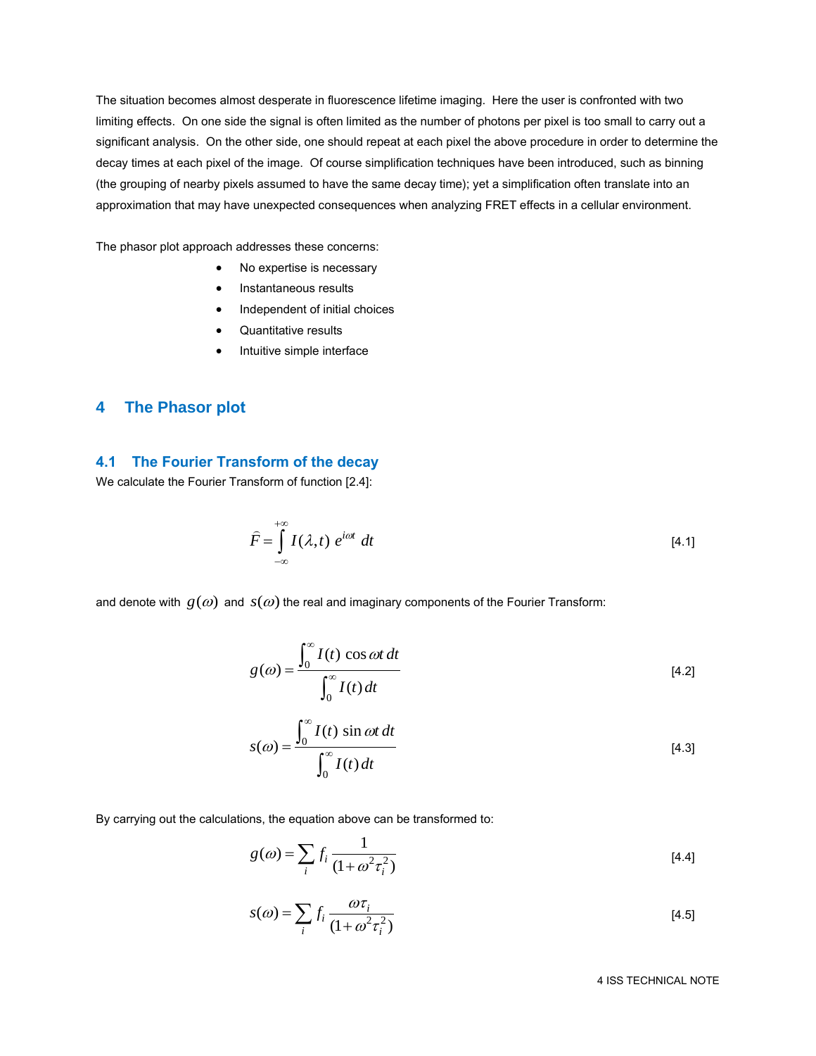The situation becomes almost desperate in fluorescence lifetime imaging. Here the user is confronted with two limiting effects. On one side the signal is often limited as the number of photons per pixel is too small to carry out a significant analysis. On the other side, one should repeat at each pixel the above procedure in order to determine the decay times at each pixel of the image. Of course simplification techniques have been introduced, such as binning (the grouping of nearby pixels assumed to have the same decay time); yet a simplification often translate into an approximation that may have unexpected consequences when analyzing FRET effects in a cellular environment.

The phasor plot approach addresses these concerns:

- No expertise is necessary
- Instantaneous results
- Independent of initial choices
- Quantitative results
- Intuitive simple interface

# 4 The Phasor plot

## 4.1 The Fourier Transform of the decay

We calculate the Fourier Transform of function [2.4]:

$$\widehat{F} = \int_{-\infty}^{+\infty} I(\lambda, t)\, e^{i\omega t}\, dt \tag{4.1}$$

and denote with $g(\omega)$ and $s(\omega)$ the real and imaginary components of the Fourier Transform:

$$g(\omega) = \frac{\int_0^\infty I(t)\cos\omega t\, dt}{\int_0^\infty I(t)\, dt} \tag{4.2}$$

$$s(\omega) = \frac{\int_0^\infty I(t)\sin\omega t\, dt}{\int_0^\infty I(t)\, dt} \tag{4.3}$$

By carrying out the calculations, the equation above can be transformed to:

$$g(\omega) = \sum_i f_i \frac{1}{(1+\omega^2\tau_i^2)} \tag{4.4}$$

$$s(\omega) = \sum_i f_i \frac{\omega\tau_i}{(1+\omega^2\tau_i^2)} \tag{4.5}$$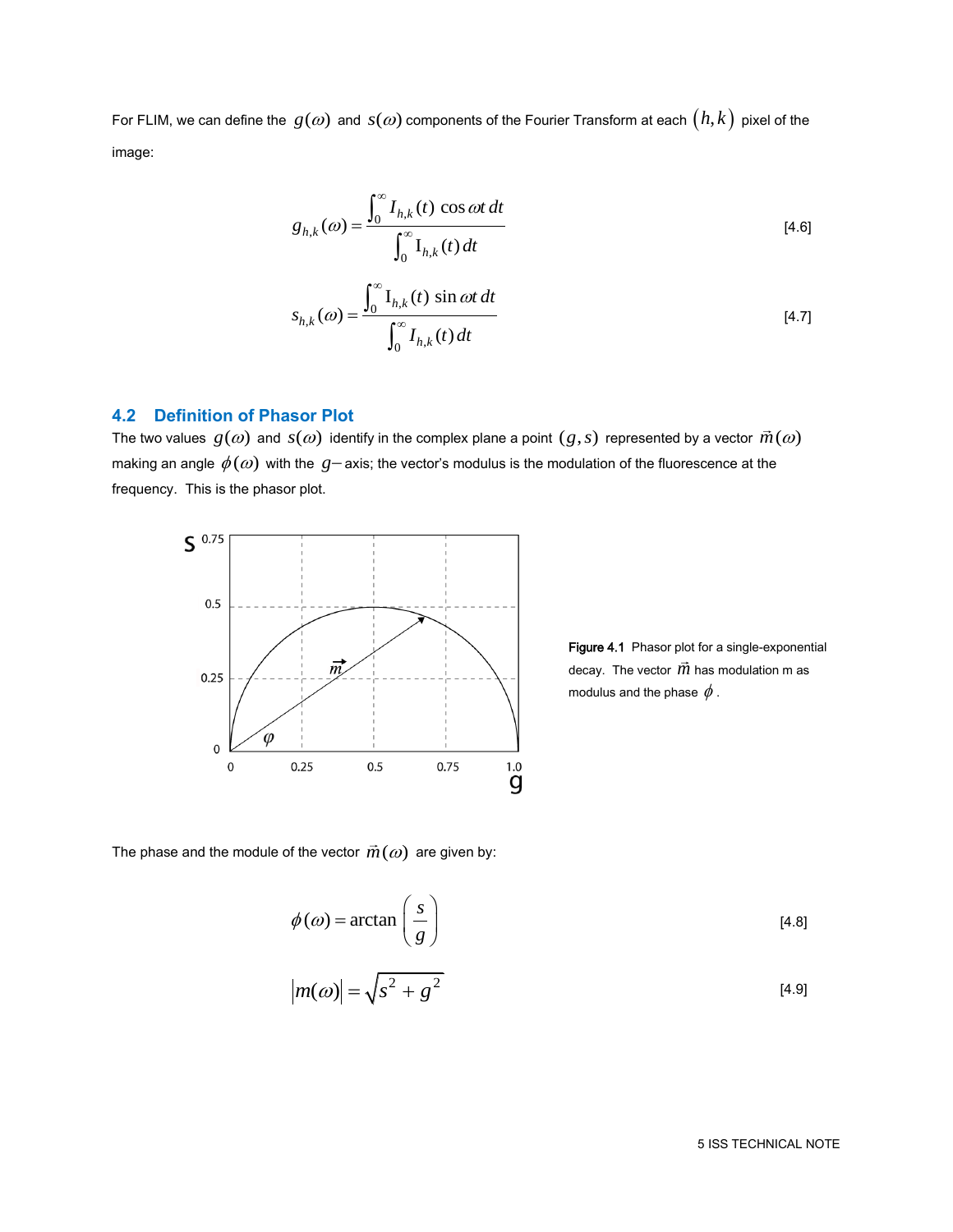For FLIM, we can define the $g(\omega)$ and $s(\omega)$ components of the Fourier Transform at each $(h,k)$ pixel of the image:

$$g_{h,k}(\omega) = \frac{\int_0^\infty I_{h,k}(t)\,\cos\omega t\,dt}{\int_0^\infty I_{h,k}(t)\,dt} \tag{4.6}$$

$$s_{h,k}(\omega) = \frac{\int_0^\infty I_{h,k}(t)\,\sin\omega t\,dt}{\int_0^\infty I_{h,k}(t)\,dt} \tag{4.7}$$

## 4.2 Definition of Phasor Plot

The two values $g(\omega)$ and $s(\omega)$ identify in the complex plane a point $(g,s)$ represented by a vector $\vec{m}(\omega)$ making an angle $\phi(\omega)$ with the $g-$axis; the vector's modulus is the modulation of the fluorescence at the frequency. This is the phasor plot.

**Figure 4.1** Phasor plot for a single-exponential decay. The vector $\vec{m}$ has modulation m as modulus and the phase $\phi$.

The phase and the module of the vector $\vec{m}(\omega)$ are given by:

$$\phi(\omega) = \arctan\left(\frac{s}{g}\right) \tag{4.8}$$

$$|m(\omega)| = \sqrt{s^2 + g^2} \tag{4.9}$$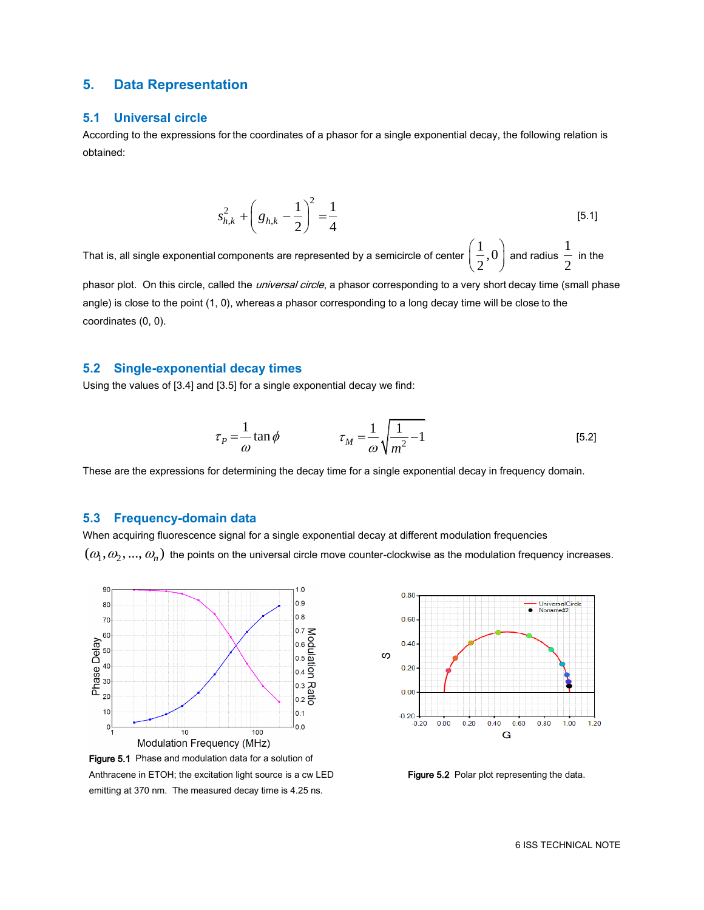# 5. Data Representation

## 5.1 Universal circle

According to the expressions for the coordinates of a phasor for a single exponential decay, the following relation is obtained:

$$s_{h,k}^2 + \left(g_{h,k} - \frac{1}{2}\right)^2 = \frac{1}{4} \qquad [5.1]$$

That is, all single exponential components are represented by a semicircle of center $\left(\frac{1}{2}, 0\right)$ and radius $\frac{1}{2}$ in the phasor plot. On this circle, called the *universal circle*, a phasor corresponding to a very short decay time (small phase angle) is close to the point (1, 0), whereas a phasor corresponding to a long decay time will be close to the coordinates (0, 0).

## 5.2 Single-exponential decay times

Using the values of [3.4] and [3.5] for a single exponential decay we find:

$$\tau_P = \frac{1}{\omega}\tan\phi \qquad \tau_M = \frac{1}{\omega}\sqrt{\frac{1}{m^2} - 1} \qquad [5.2]$$

These are the expressions for determining the decay time for a single exponential decay in frequency domain.

## 5.3 Frequency-domain data

When acquiring fluorescence signal for a single exponential decay at different modulation frequencies $(\omega_1, \omega_2, ..., \omega_n)$ the points on the universal circle move counter-clockwise as the modulation frequency increases.

**Figure 5.1** Phase and modulation data for a solution of Anthracene in ETOH; the excitation light source is a cw LED emitting at 370 nm. The measured decay time is 4.25 ns.

**Figure 5.2** Polar plot representing the data.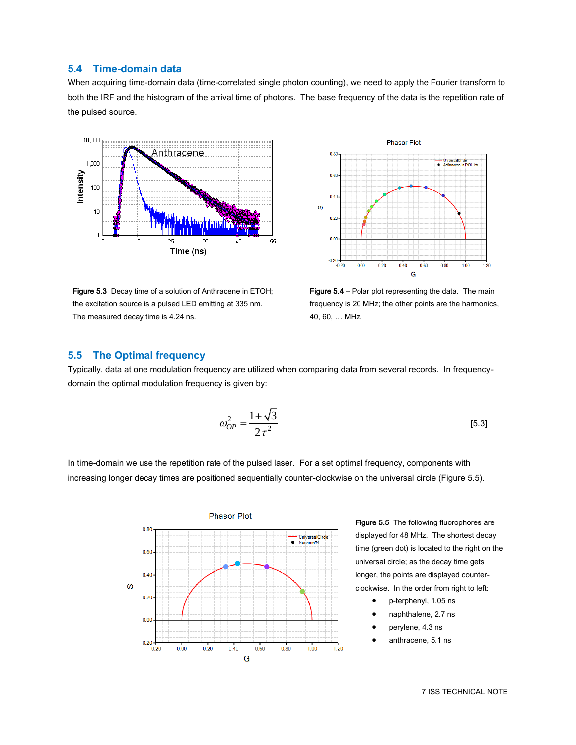## 5.4 Time-domain data

When acquiring time-domain data (time-correlated single photon counting), we need to apply the Fourier transform to both the IRF and the histogram of the arrival time of photons. The base frequency of the data is the repetition rate of the pulsed source.

**Figure 5.3** Decay time of a solution of Anthracene in ETOH; the excitation source is a pulsed LED emitting at 335 nm. The measured decay time is 4.24 ns.

**Figure 5.4** – Polar plot representing the data. The main frequency is 20 MHz; the other points are the harmonics, 40, 60, … MHz.

## 5.5 The Optimal frequency

Typically, data at one modulation frequency are utilized when comparing data from several records. In frequency-domain the optimal modulation frequency is given by:

$$\omega_{OP}^2 = \frac{1+\sqrt{3}}{2\tau^2} \qquad [5.3]$$

In time-domain we use the repetition rate of the pulsed laser. For a set optimal frequency, components with increasing longer decay times are positioned sequentially counter-clockwise on the universal circle (Figure 5.5).

**Figure 5.5** The following fluorophores are displayed for 48 MHz. The shortest decay time (green dot) is located to the right on the universal circle; as the decay time gets longer, the points are displayed counter-clockwise. In the order from right to left:

- p-terphenyl, 1.05 ns
- naphthalene, 2.7 ns
- perylene, 4.3 ns
- anthracene, 5.1 ns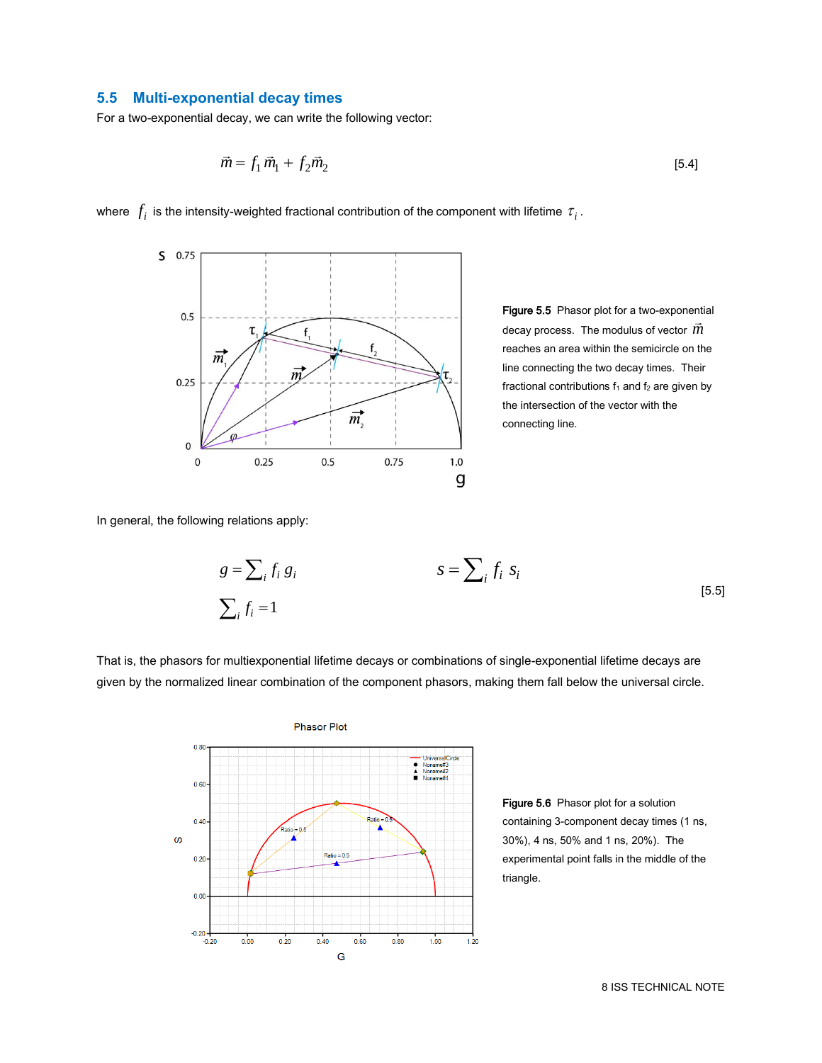## 5.5 Multi-exponential decay times

For a two-exponential decay, we can write the following vector:

$$\vec{m} = f_1 \vec{m}_1 + f_2 \vec{m}_2 \qquad [5.4]$$

where $f_i$ is the intensity-weighted fractional contribution of the component with lifetime $\tau_i$.

**Figure 5.5** Phasor plot for a two-exponential decay process. The modulus of vector $\vec{m}$ reaches an area within the semicircle on the line connecting the two decay times. Their fractional contributions $f_1$ and $f_2$ are given by the intersection of the vector with the connecting line.

In general, the following relations apply:

$$g = \sum_i f_i \, g_i \qquad s = \sum_i f_i \, s_i \qquad [5.5]$$

$$\sum_i f_i = 1$$

That is, the phasors for multiexponential lifetime decays or combinations of single-exponential lifetime decays are given by the normalized linear combination of the component phasors, making them fall below the universal circle.

**Figure 5.6** Phasor plot for a solution containing 3-component decay times (1 ns, 30%), 4 ns, 50% and 1 ns, 20%). The experimental point falls in the middle of the triangle.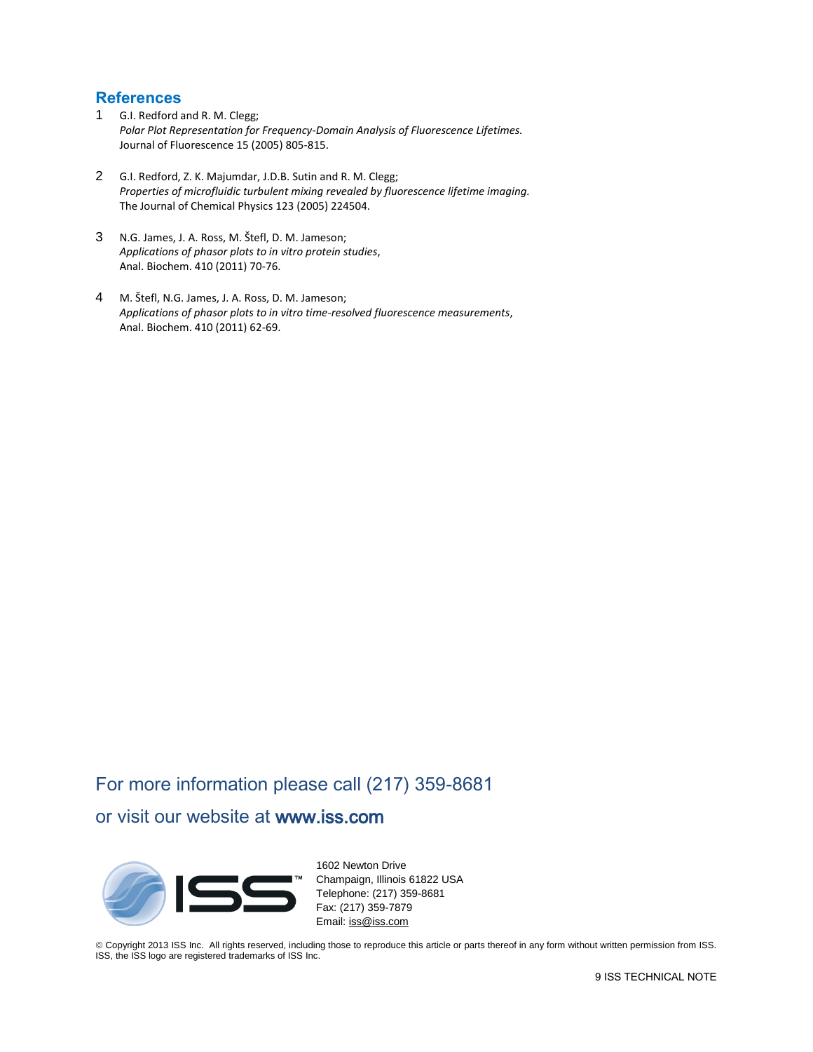## References

1. G.I. Redford and R. M. Clegg;
   *Polar Plot Representation for Frequency-Domain Analysis of Fluorescence Lifetimes.*
   Journal of Fluorescence 15 (2005) 805-815.

2. G.I. Redford, Z. K. Majumdar, J.D.B. Sutin and R. M. Clegg;
   *Properties of microfluidic turbulent mixing revealed by fluorescence lifetime imaging.*
   The Journal of Chemical Physics 123 (2005) 224504.

3. N.G. James, J. A. Ross, M. Štefl, D. M. Jameson;
   *Applications of phasor plots to in vitro protein studies*,
   Anal. Biochem. 410 (2011) 70-76.

4. M. Štefl, N.G. James, J. A. Ross, D. M. Jameson;
   *Applications of phasor plots to in vitro time-resolved fluorescence measurements*,
   Anal. Biochem. 410 (2011) 62-69.

For more information please call (217) 359-8681

or visit our website at **www.iss.com**

ISS™

1602 Newton Drive
Champaign, Illinois 61822 USA
Telephone: (217) 359-8681
Fax: (217) 359-7879
Email: iss@iss.com

© Copyright 2013 ISS Inc. All rights reserved, including those to reproduce this article or parts thereof in any form without written permission from ISS. ISS, the ISS logo are registered trademarks of ISS Inc.

ISS TECHNICAL NOTE